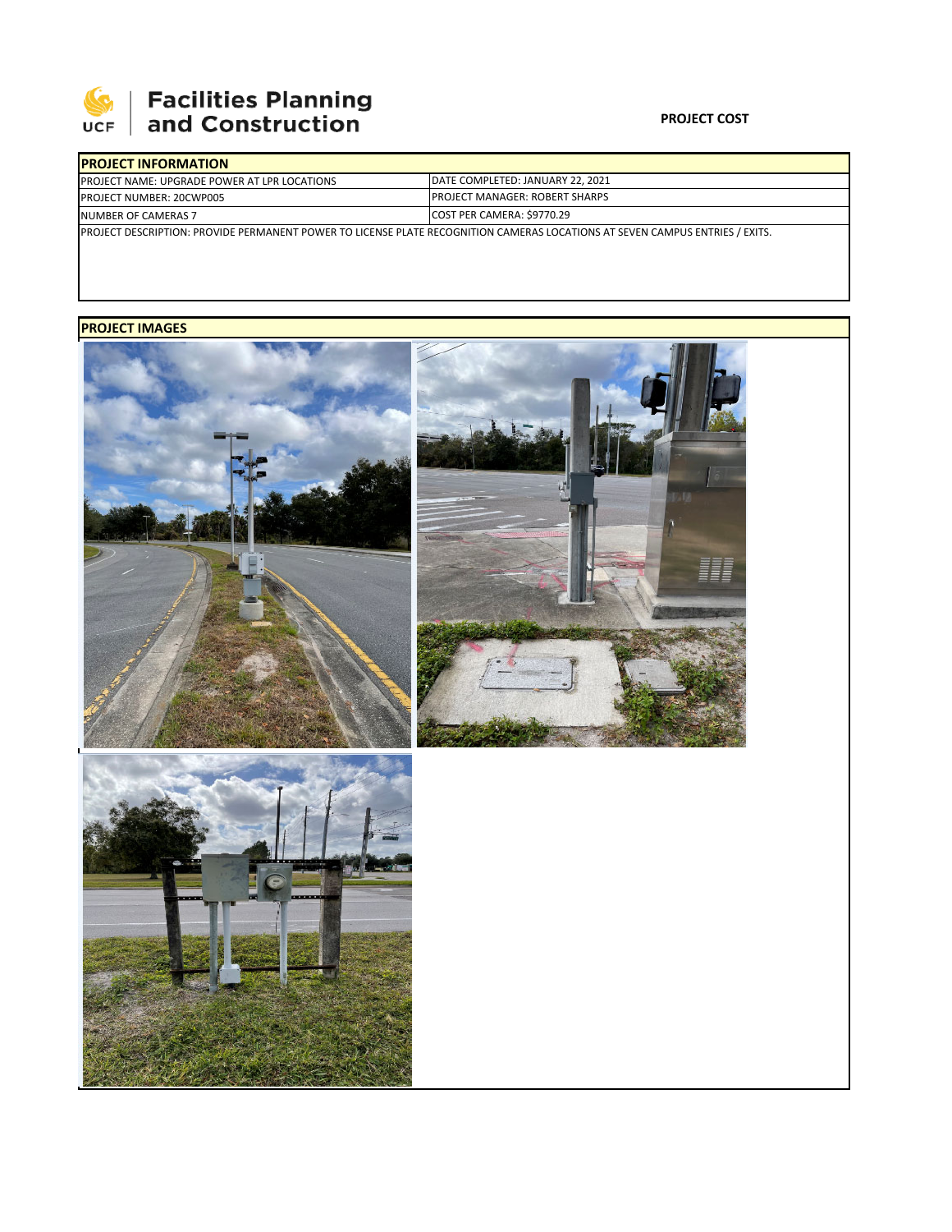Facilities Planning and Construction

**PROJECT COST**

| PROJECT INFORMATION | |
|---|---|
| PROJECT NAME: UPGRADE POWER AT LPR LOCATIONS | DATE COMPLETED: JANUARY 22, 2021 |
| PROJECT NUMBER: 20CWP005 | PROJECT MANAGER: ROBERT SHARPS |
| NUMBER OF CAMERAS 7 | COST PER CAMERA: $9770.29 |
| PROJECT DESCRIPTION: PROVIDE PERMANENT POWER TO LICENSE PLATE RECOGNITION CAMERAS LOCATIONS AT SEVEN CAMPUS ENTRIES / EXITS. | |

**PROJECT IMAGES**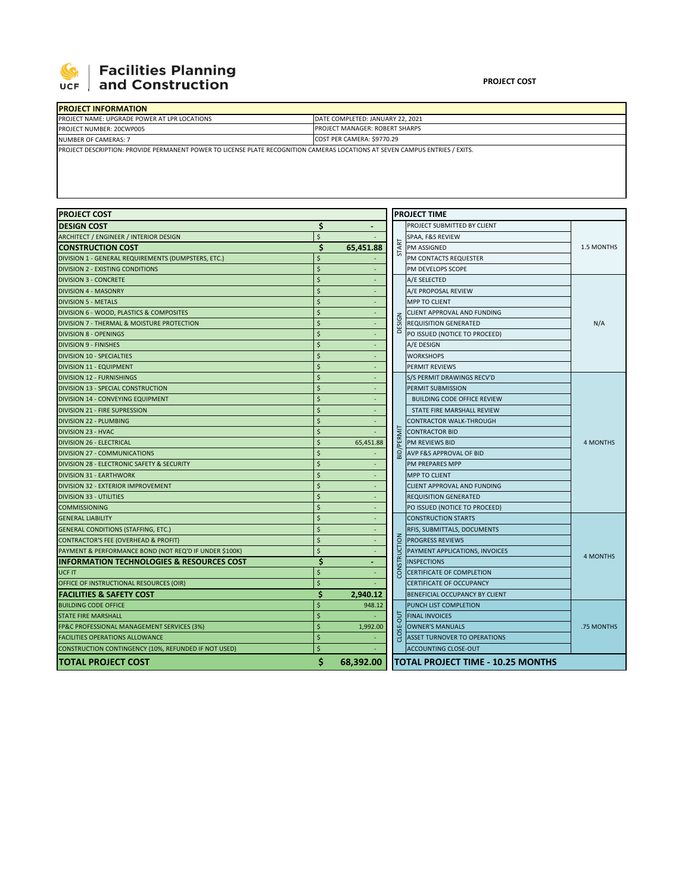**Facilities Planning and Construction**

**PROJECT COST**

| **PROJECT INFORMATION** | |
|---|---|
| PROJECT NAME: UPGRADE POWER AT LPR LOCATIONS | DATE COMPLETED: JANUARY 22, 2021 |
| PROJECT NUMBER: 20CWP005 | PROJECT MANAGER: ROBERT SHARPS |
| NUMBER OF CAMERAS: 7 | COST PER CAMERA: $9770.29 |
| PROJECT DESCRIPTION: PROVIDE PERMANENT POWER TO LICENSE PLATE RECOGNITION CAMERAS LOCATIONS AT SEVEN CAMPUS ENTRIES / EXITS. | |

| **PROJECT COST** | | |
|---|---|---|
| **DESIGN COST** | **$** | **-** |
| ARCHITECT / ENGINEER / INTERIOR DESIGN | $ | - |
| **CONSTRUCTION COST** | **$** | **65,451.88** |
| DIVISION 1 - GENERAL REQUIREMENTS (DUMPSTERS, ETC.) | $ | - |
| DIVISION 2 - EXISTING CONDITIONS | $ | - |
| DIVISION 3 - CONCRETE | $ | - |
| DIVISION 4 - MASONRY | $ | - |
| DIVISION 5 - METALS | $ | - |
| DIVISION 6 - WOOD, PLASTICS & COMPOSITES | $ | - |
| DIVISION 7 - THERMAL & MOISTURE PROTECTION | $ | - |
| DIVISION 8 - OPENINGS | $ | - |
| DIVISION 9 - FINISHES | $ | - |
| DIVISION 10 - SPECIALTIES | $ | - |
| DIVISION 11 - EQUIPMENT | $ | - |
| DIVISION 12 - FURNISHINGS | $ | - |
| DIVISION 13 - SPECIAL CONSTRUCTION | $ | - |
| DIVISION 14 - CONVEYING EQUIPMENT | $ | - |
| DIVISION 21 - FIRE SUPRESSION | $ | - |
| DIVISION 22 - PLUMBING | $ | - |
| DIVISION 23 - HVAC | $ | - |
| DIVISION 26 - ELECTRICAL | $ | 65,451.88 |
| DIVISION 27 - COMMUNICATIONS | $ | - |
| DIVISION 28 - ELECTRONIC SAFETY & SECURITY | $ | - |
| DIVISION 31 - EARTHWORK | $ | - |
| DIVISION 32 - EXTERIOR IMPROVEMENT | $ | - |
| DIVISION 33 - UTILITIES | $ | - |
| COMMISSIONING | $ | - |
| GENERAL LIABILITY | $ | - |
| GENERAL CONDITIONS (STAFFING, ETC.) | $ | - |
| CONTRACTOR'S FEE (OVERHEAD & PROFIT) | $ | - |
| PAYMENT & PERFORMANCE BOND (NOT REQ'D IF UNDER $100K) | $ | - |
| **INFORMATION TECHNOLOGIES & RESOURCES COST** | **$** | **-** |
| UCF IT | $ | - |
| OFFICE OF INSTRUCTIONAL RESOURCES (OIR) | $ | - |
| **FACILITIES & SAFETY COST** | **$** | **2,940.12** |
| BUILDING CODE OFFICE | $ | 948.12 |
| STATE FIRE MARSHALL | $ | - |
| FP&C PROFESSIONAL MANAGEMENT SERVICES (3%) | $ | 1,992.00 |
| FACILITIES OPERATIONS ALLOWANCE | $ | - |
| CONSTRUCTION CONTINGENCY (10%, REFUNDED IF NOT USED) | $ | - |
| **TOTAL PROJECT COST** | **$** | **68,392.00** |

| **PROJECT TIME** | | |
|---|---|---|
| START | PROJECT SUBMITTED BY CLIENT | 1.5 MONTHS |
| | SPAA, F&S REVIEW | |
| | PM ASSIGNED | |
| | PM CONTACTS REQUESTER | |
| | PM DEVELOPS SCOPE | |
| DESIGN | A/E SELECTED | N/A |
| | A/E PROPOSAL REVIEW | |
| | MPP TO CLIENT | |
| | CLIENT APPROVAL AND FUNDING | |
| | REQUISITION GENERATED | |
| | PO ISSUED (NOTICE TO PROCEED) | |
| | A/E DESIGN | |
| | WORKSHOPS | |
| | PERMIT REVIEWS | |
| BID/PERMIT | S/S PERMIT DRAWINGS RECV'D | 4 MONTHS |
| | PERMIT SUBMISSION | |
| | BUILDING CODE OFFICE REVIEW | |
| | STATE FIRE MARSHALL REVIEW | |
| | CONTRACTOR WALK-THROUGH | |
| | CONTRACTOR BID | |
| | PM REVIEWS BID | |
| | AVP F&S APPROVAL OF BID | |
| | PM PREPARES MPP | |
| | MPP TO CLIENT | |
| | CLIENT APPROVAL AND FUNDING | |
| | REQUISITION GENERATED | |
| | PO ISSUED (NOTICE TO PROCEED) | |
| CONSTRUCTION | CONSTRUCTION STARTS | 4 MONTHS |
| | RFIS, SUBMITTALS, DOCUMENTS | |
| | PROGRESS REVIEWS | |
| | PAYMENT APPLICATIONS, INVOICES | |
| | INSPECTIONS | |
| | CERTIFICATE OF COMPLETION | |
| | CERTIFICATE OF OCCUPANCY | |
| | BENEFICIAL OCCUPANCY BY CLIENT | |
| CLOSE-OUT | PUNCH LIST COMPLETION | .75 MONTHS |
| | FINAL INVOICES | |
| | OWNER'S MANUALS | |
| | ASSET TURNOVER TO OPERATIONS | |
| | ACCOUNTING CLOSE-OUT | |
| **TOTAL PROJECT TIME - 10.25 MONTHS** | | |